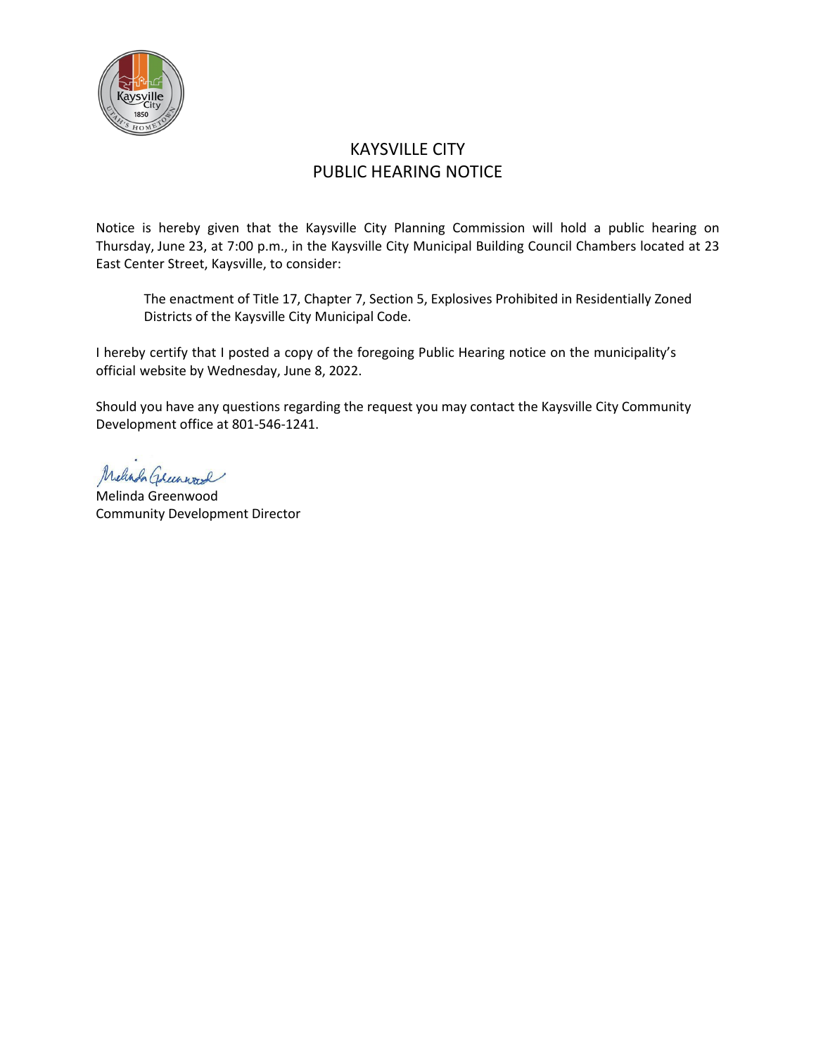# KAYSVILLE CITY
## PUBLIC HEARING NOTICE

Notice is hereby given that the Kaysville City Planning Commission will hold a public hearing on Thursday, June 23, at 7:00 p.m., in the Kaysville City Municipal Building Council Chambers located at 23 East Center Street, Kaysville, to consider:

> The enactment of Title 17, Chapter 7, Section 5, Explosives Prohibited in Residentially Zoned Districts of the Kaysville City Municipal Code.

I hereby certify that I posted a copy of the foregoing Public Hearing notice on the municipality's official website by Wednesday, June 8, 2022.

Should you have any questions regarding the request you may contact the Kaysville City Community Development office at 801-546-1241.

Melinda Greenwood
Community Development Director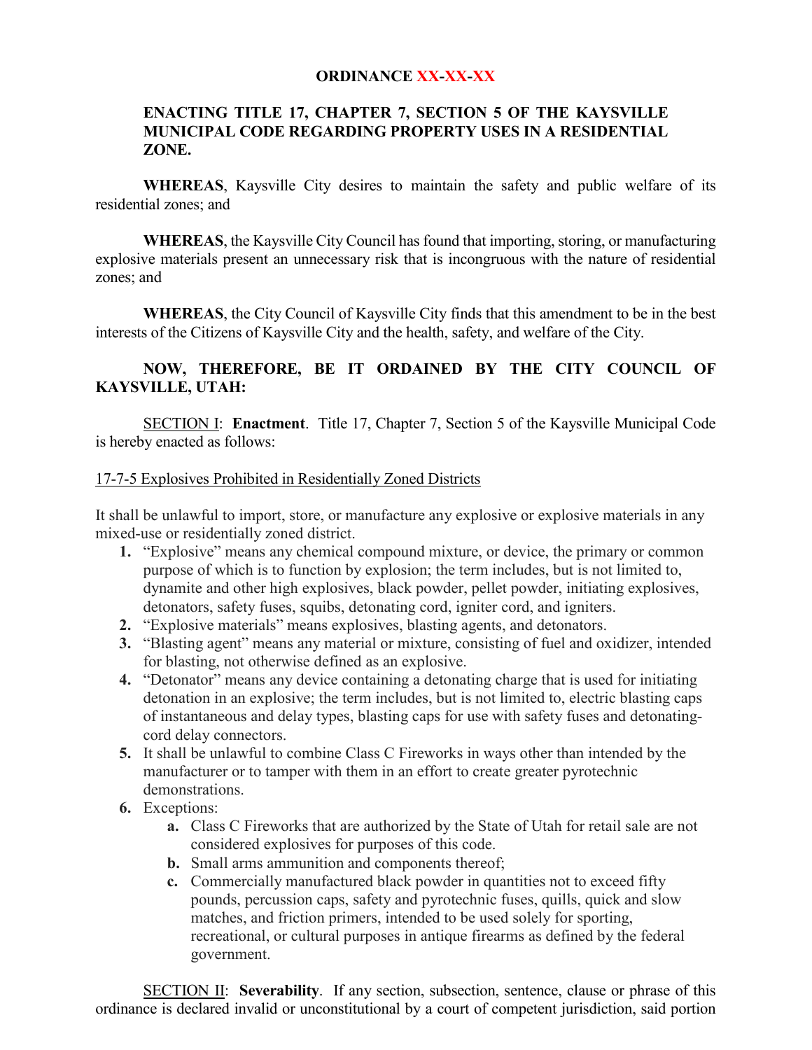**ORDINANCE XX-XX-XX**

**ENACTING TITLE 17, CHAPTER 7, SECTION 5 OF THE KAYSVILLE MUNICIPAL CODE REGARDING PROPERTY USES IN A RESIDENTIAL ZONE.**

**WHEREAS**, Kaysville City desires to maintain the safety and public welfare of its residential zones; and

**WHEREAS**, the Kaysville City Council has found that importing, storing, or manufacturing explosive materials present an unnecessary risk that is incongruous with the nature of residential zones; and

**WHEREAS**, the City Council of Kaysville City finds that this amendment to be in the best interests of the Citizens of Kaysville City and the health, safety, and welfare of the City.

**NOW, THEREFORE, BE IT ORDAINED BY THE CITY COUNCIL OF KAYSVILLE, UTAH:**

SECTION I: **Enactment**. Title 17, Chapter 7, Section 5 of the Kaysville Municipal Code is hereby enacted as follows:

17-7-5 Explosives Prohibited in Residentially Zoned Districts

It shall be unlawful to import, store, or manufacture any explosive or explosive materials in any mixed-use or residentially zoned district.

1. "Explosive" means any chemical compound mixture, or device, the primary or common purpose of which is to function by explosion; the term includes, but is not limited to, dynamite and other high explosives, black powder, pellet powder, initiating explosives, detonators, safety fuses, squibs, detonating cord, igniter cord, and igniters.
2. "Explosive materials" means explosives, blasting agents, and detonators.
3. "Blasting agent" means any material or mixture, consisting of fuel and oxidizer, intended for blasting, not otherwise defined as an explosive.
4. "Detonator" means any device containing a detonating charge that is used for initiating detonation in an explosive; the term includes, but is not limited to, electric blasting caps of instantaneous and delay types, blasting caps for use with safety fuses and detonating-cord delay connectors.
5. It shall be unlawful to combine Class C Fireworks in ways other than intended by the manufacturer or to tamper with them in an effort to create greater pyrotechnic demonstrations.
6. Exceptions:
   a. Class C Fireworks that are authorized by the State of Utah for retail sale are not considered explosives for purposes of this code.
   b. Small arms ammunition and components thereof;
   c. Commercially manufactured black powder in quantities not to exceed fifty pounds, percussion caps, safety and pyrotechnic fuses, quills, quick and slow matches, and friction primers, intended to be used solely for sporting, recreational, or cultural purposes in antique firearms as defined by the federal government.

SECTION II: **Severability**. If any section, subsection, sentence, clause or phrase of this ordinance is declared invalid or unconstitutional by a court of competent jurisdiction, said portion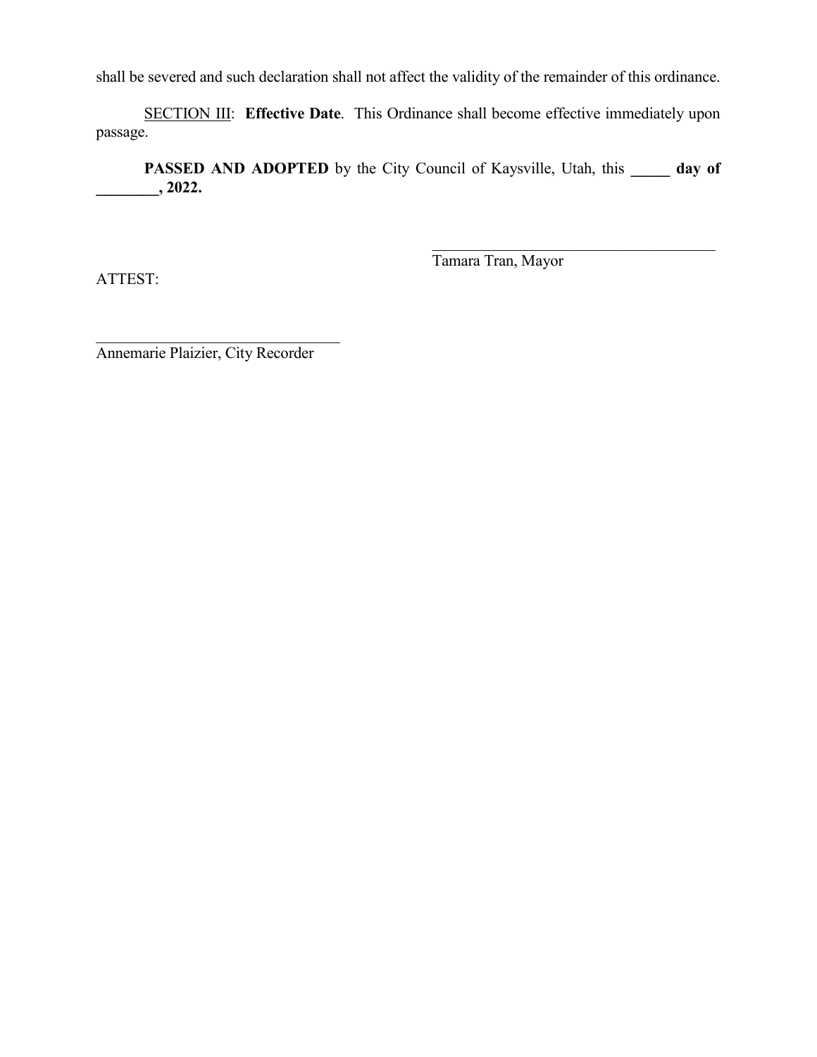shall be severed and such declaration shall not affect the validity of the remainder of this ordinance.

SECTION III: **Effective Date**. This Ordinance shall become effective immediately upon passage.

**PASSED AND ADOPTED** by the City Council of Kaysville, Utah, this **_____ day of ________, 2022.**

_____________________________________
Tamara Tran, Mayor

ATTEST:

________________________________
Annemarie Plaizier, City Recorder